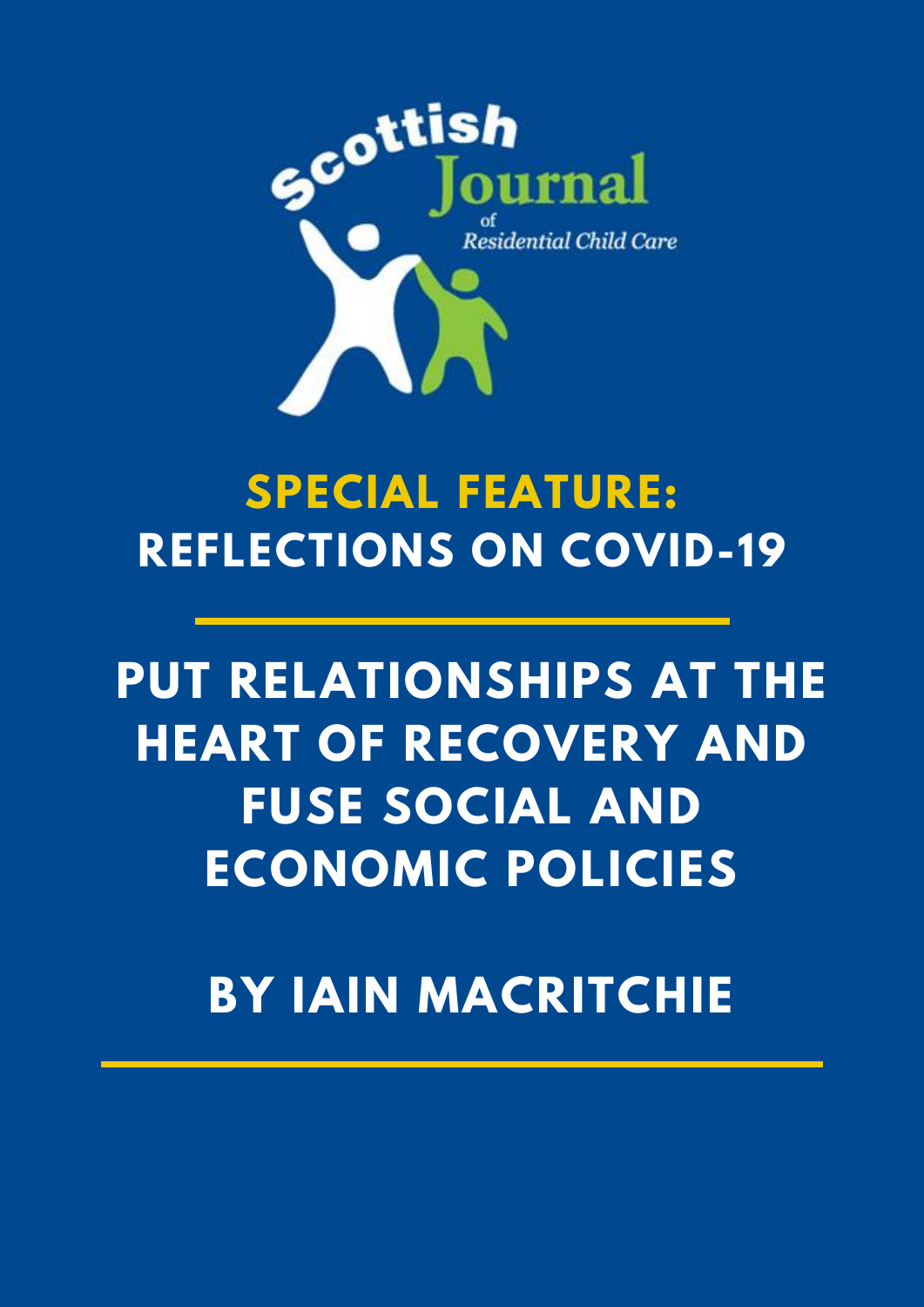Scottish Journal of Residential Child Care

## SPECIAL FEATURE: REFLECTIONS ON COVID-19

# PUT RELATIONSHIPS AT THE HEART OF RECOVERY AND FUSE SOCIAL AND ECONOMIC POLICIES

## BY IAIN MACRITCHIE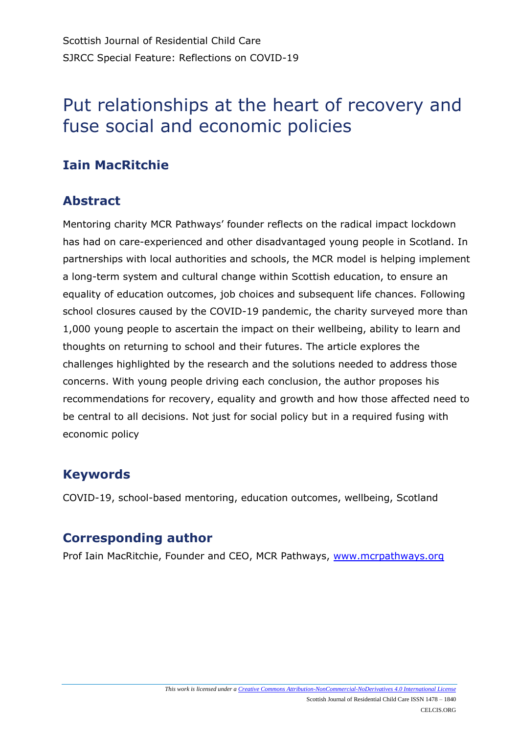Scottish Journal of Residential Child Care
SJRCC Special Feature: Reflections on COVID-19

# Put relationships at the heart of recovery and fuse social and economic policies

## Iain MacRitchie

## Abstract

Mentoring charity MCR Pathways' founder reflects on the radical impact lockdown has had on care-experienced and other disadvantaged young people in Scotland. In partnerships with local authorities and schools, the MCR model is helping implement a long-term system and cultural change within Scottish education, to ensure an equality of education outcomes, job choices and subsequent life chances. Following school closures caused by the COVID-19 pandemic, the charity surveyed more than 1,000 young people to ascertain the impact on their wellbeing, ability to learn and thoughts on returning to school and their futures. The article explores the challenges highlighted by the research and the solutions needed to address those concerns. With young people driving each conclusion, the author proposes his recommendations for recovery, equality and growth and how those affected need to be central to all decisions. Not just for social policy but in a required fusing with economic policy

## Keywords

COVID-19, school-based mentoring, education outcomes, wellbeing, Scotland

## Corresponding author

Prof Iain MacRitchie, Founder and CEO, MCR Pathways, www.mcrpathways.org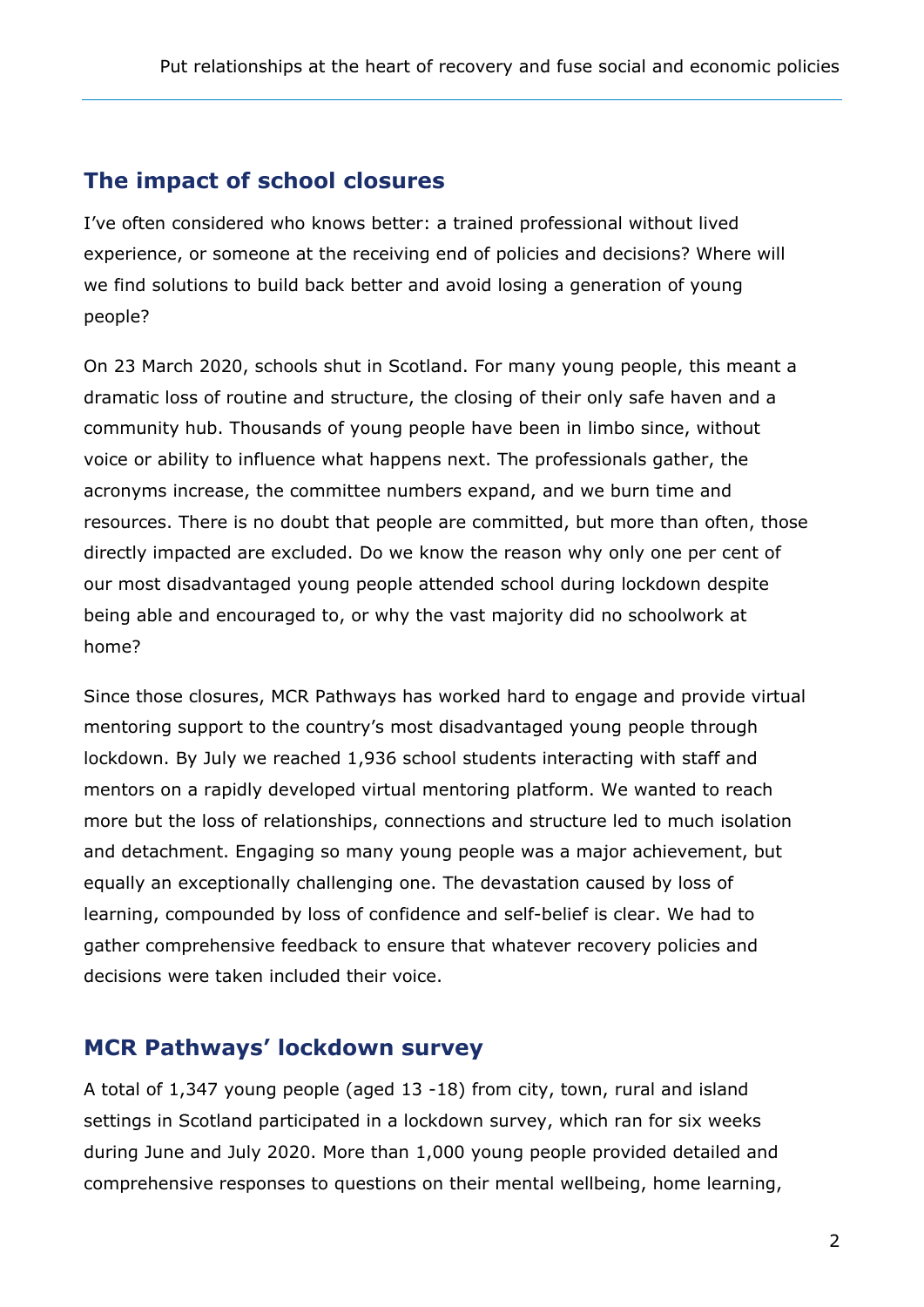## The impact of school closures

I've often considered who knows better: a trained professional without lived experience, or someone at the receiving end of policies and decisions? Where will we find solutions to build back better and avoid losing a generation of young people?

On 23 March 2020, schools shut in Scotland. For many young people, this meant a dramatic loss of routine and structure, the closing of their only safe haven and a community hub. Thousands of young people have been in limbo since, without voice or ability to influence what happens next. The professionals gather, the acronyms increase, the committee numbers expand, and we burn time and resources. There is no doubt that people are committed, but more than often, those directly impacted are excluded. Do we know the reason why only one per cent of our most disadvantaged young people attended school during lockdown despite being able and encouraged to, or why the vast majority did no schoolwork at home?

Since those closures, MCR Pathways has worked hard to engage and provide virtual mentoring support to the country's most disadvantaged young people through lockdown. By July we reached 1,936 school students interacting with staff and mentors on a rapidly developed virtual mentoring platform. We wanted to reach more but the loss of relationships, connections and structure led to much isolation and detachment. Engaging so many young people was a major achievement, but equally an exceptionally challenging one. The devastation caused by loss of learning, compounded by loss of confidence and self-belief is clear. We had to gather comprehensive feedback to ensure that whatever recovery policies and decisions were taken included their voice.

## MCR Pathways' lockdown survey

A total of 1,347 young people (aged 13 -18) from city, town, rural and island settings in Scotland participated in a lockdown survey, which ran for six weeks during June and July 2020. More than 1,000 young people provided detailed and comprehensive responses to questions on their mental wellbeing, home learning,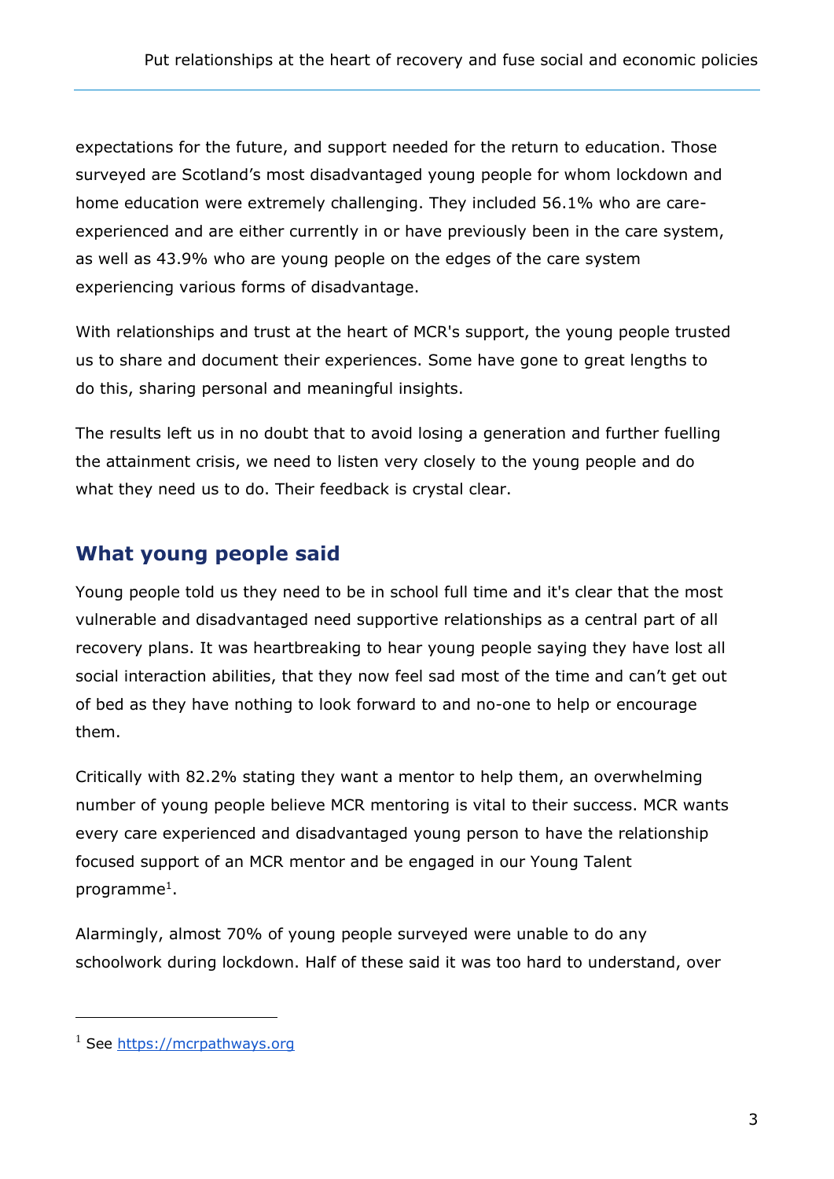expectations for the future, and support needed for the return to education. Those surveyed are Scotland's most disadvantaged young people for whom lockdown and home education were extremely challenging. They included 56.1% who are care-experienced and are either currently in or have previously been in the care system, as well as 43.9% who are young people on the edges of the care system experiencing various forms of disadvantage.

With relationships and trust at the heart of MCR's support, the young people trusted us to share and document their experiences. Some have gone to great lengths to do this, sharing personal and meaningful insights.

The results left us in no doubt that to avoid losing a generation and further fuelling the attainment crisis, we need to listen very closely to the young people and do what they need us to do. Their feedback is crystal clear.

## What young people said

Young people told us they need to be in school full time and it's clear that the most vulnerable and disadvantaged need supportive relationships as a central part of all recovery plans. It was heartbreaking to hear young people saying they have lost all social interaction abilities, that they now feel sad most of the time and can't get out of bed as they have nothing to look forward to and no-one to help or encourage them.

Critically with 82.2% stating they want a mentor to help them, an overwhelming number of young people believe MCR mentoring is vital to their success. MCR wants every care experienced and disadvantaged young person to have the relationship focused support of an MCR mentor and be engaged in our Young Talent programme[1].

Alarmingly, almost 70% of young people surveyed were unable to do any schoolwork during lockdown. Half of these said it was too hard to understand, over

[1] See https://mcrpathways.org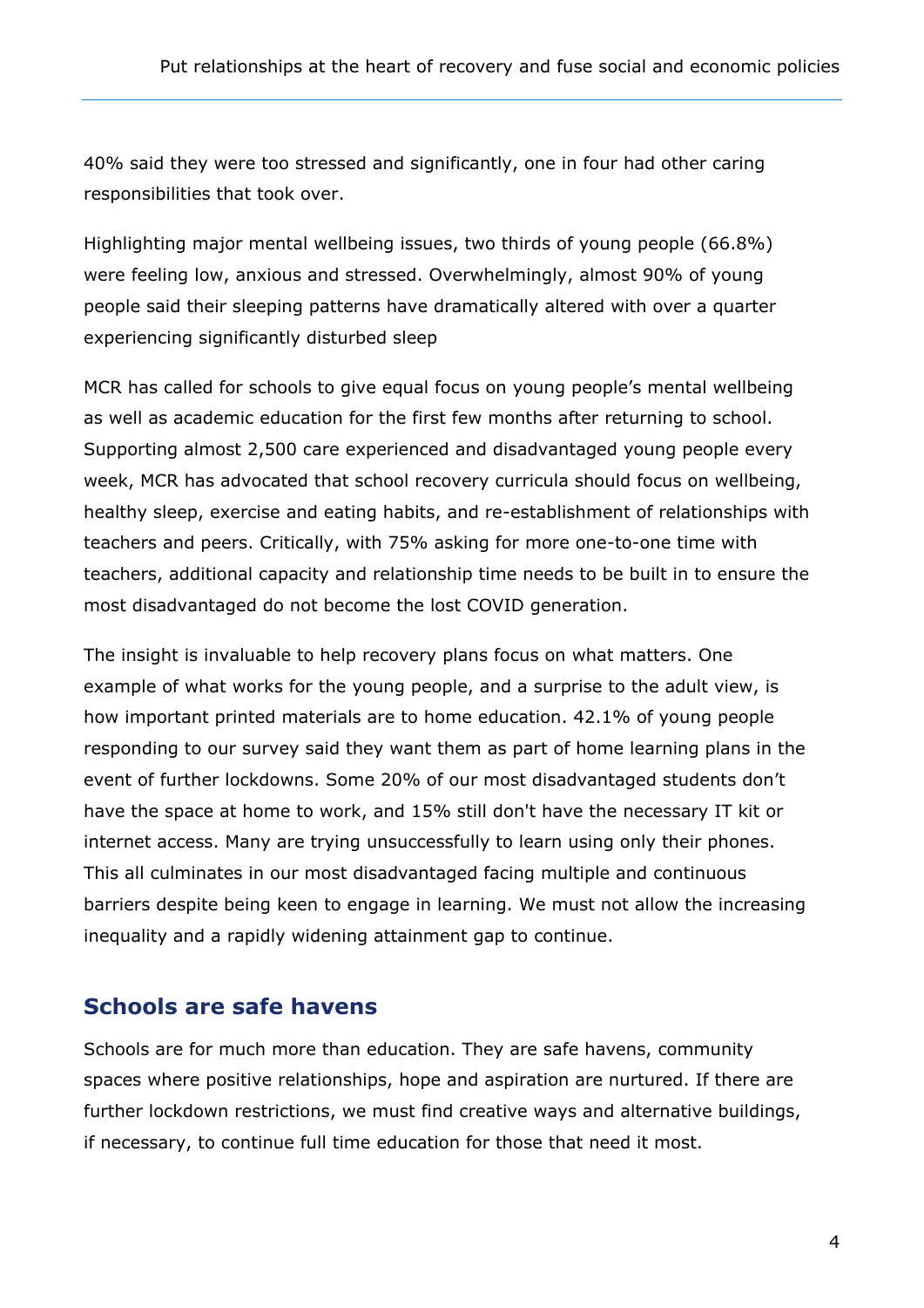40% said they were too stressed and significantly, one in four had other caring responsibilities that took over.

Highlighting major mental wellbeing issues, two thirds of young people (66.8%) were feeling low, anxious and stressed. Overwhelmingly, almost 90% of young people said their sleeping patterns have dramatically altered with over a quarter experiencing significantly disturbed sleep

MCR has called for schools to give equal focus on young people's mental wellbeing as well as academic education for the first few months after returning to school. Supporting almost 2,500 care experienced and disadvantaged young people every week, MCR has advocated that school recovery curricula should focus on wellbeing, healthy sleep, exercise and eating habits, and re-establishment of relationships with teachers and peers. Critically, with 75% asking for more one-to-one time with teachers, additional capacity and relationship time needs to be built in to ensure the most disadvantaged do not become the lost COVID generation.

The insight is invaluable to help recovery plans focus on what matters. One example of what works for the young people, and a surprise to the adult view, is how important printed materials are to home education. 42.1% of young people responding to our survey said they want them as part of home learning plans in the event of further lockdowns. Some 20% of our most disadvantaged students don't have the space at home to work, and 15% still don't have the necessary IT kit or internet access. Many are trying unsuccessfully to learn using only their phones. This all culminates in our most disadvantaged facing multiple and continuous barriers despite being keen to engage in learning. We must not allow the increasing inequality and a rapidly widening attainment gap to continue.

## Schools are safe havens

Schools are for much more than education. They are safe havens, community spaces where positive relationships, hope and aspiration are nurtured. If there are further lockdown restrictions, we must find creative ways and alternative buildings, if necessary, to continue full time education for those that need it most.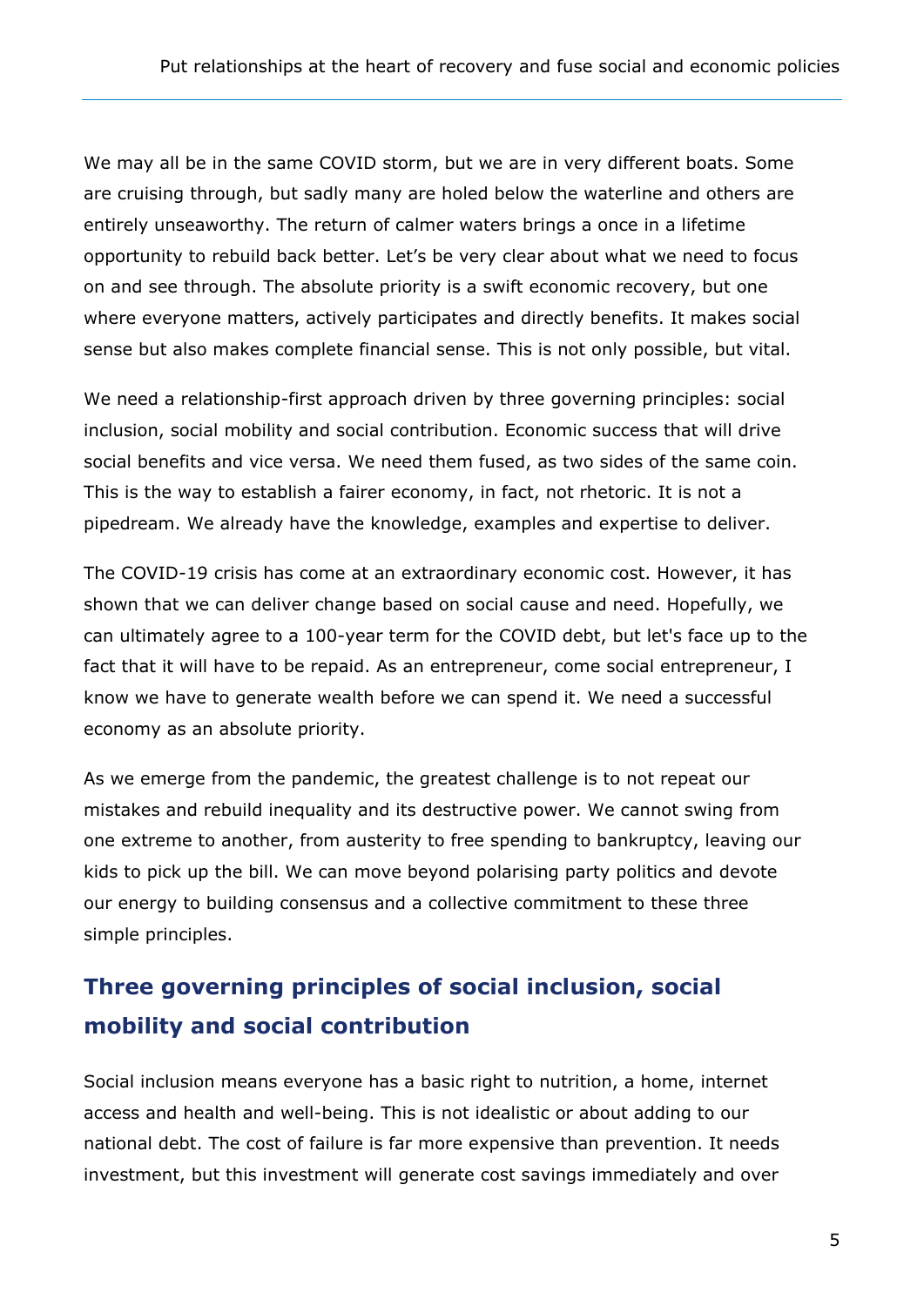We may all be in the same COVID storm, but we are in very different boats. Some are cruising through, but sadly many are holed below the waterline and others are entirely unseaworthy. The return of calmer waters brings a once in a lifetime opportunity to rebuild back better. Let's be very clear about what we need to focus on and see through. The absolute priority is a swift economic recovery, but one where everyone matters, actively participates and directly benefits. It makes social sense but also makes complete financial sense. This is not only possible, but vital.

We need a relationship-first approach driven by three governing principles: social inclusion, social mobility and social contribution. Economic success that will drive social benefits and vice versa. We need them fused, as two sides of the same coin. This is the way to establish a fairer economy, in fact, not rhetoric. It is not a pipedream. We already have the knowledge, examples and expertise to deliver.

The COVID-19 crisis has come at an extraordinary economic cost. However, it has shown that we can deliver change based on social cause and need. Hopefully, we can ultimately agree to a 100-year term for the COVID debt, but let's face up to the fact that it will have to be repaid. As an entrepreneur, come social entrepreneur, I know we have to generate wealth before we can spend it. We need a successful economy as an absolute priority.

As we emerge from the pandemic, the greatest challenge is to not repeat our mistakes and rebuild inequality and its destructive power. We cannot swing from one extreme to another, from austerity to free spending to bankruptcy, leaving our kids to pick up the bill. We can move beyond polarising party politics and devote our energy to building consensus and a collective commitment to these three simple principles.

## Three governing principles of social inclusion, social mobility and social contribution

Social inclusion means everyone has a basic right to nutrition, a home, internet access and health and well-being. This is not idealistic or about adding to our national debt. The cost of failure is far more expensive than prevention. It needs investment, but this investment will generate cost savings immediately and over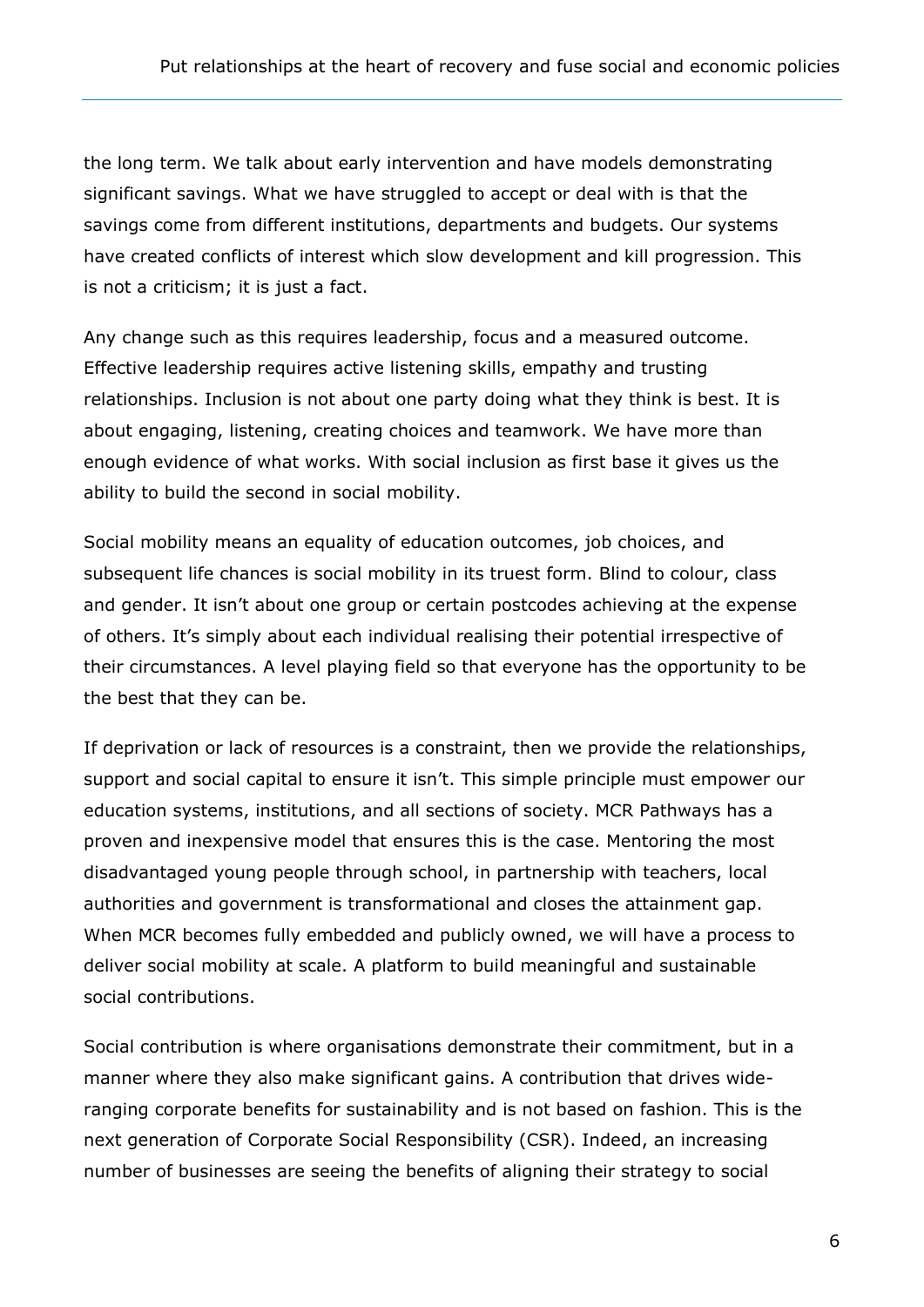the long term. We talk about early intervention and have models demonstrating significant savings. What we have struggled to accept or deal with is that the savings come from different institutions, departments and budgets. Our systems have created conflicts of interest which slow development and kill progression. This is not a criticism; it is just a fact.

Any change such as this requires leadership, focus and a measured outcome. Effective leadership requires active listening skills, empathy and trusting relationships. Inclusion is not about one party doing what they think is best. It is about engaging, listening, creating choices and teamwork. We have more than enough evidence of what works. With social inclusion as first base it gives us the ability to build the second in social mobility.

Social mobility means an equality of education outcomes, job choices, and subsequent life chances is social mobility in its truest form. Blind to colour, class and gender. It isn't about one group or certain postcodes achieving at the expense of others. It's simply about each individual realising their potential irrespective of their circumstances. A level playing field so that everyone has the opportunity to be the best that they can be.

If deprivation or lack of resources is a constraint, then we provide the relationships, support and social capital to ensure it isn't. This simple principle must empower our education systems, institutions, and all sections of society. MCR Pathways has a proven and inexpensive model that ensures this is the case. Mentoring the most disadvantaged young people through school, in partnership with teachers, local authorities and government is transformational and closes the attainment gap. When MCR becomes fully embedded and publicly owned, we will have a process to deliver social mobility at scale. A platform to build meaningful and sustainable social contributions.

Social contribution is where organisations demonstrate their commitment, but in a manner where they also make significant gains. A contribution that drives wide-ranging corporate benefits for sustainability and is not based on fashion. This is the next generation of Corporate Social Responsibility (CSR). Indeed, an increasing number of businesses are seeing the benefits of aligning their strategy to social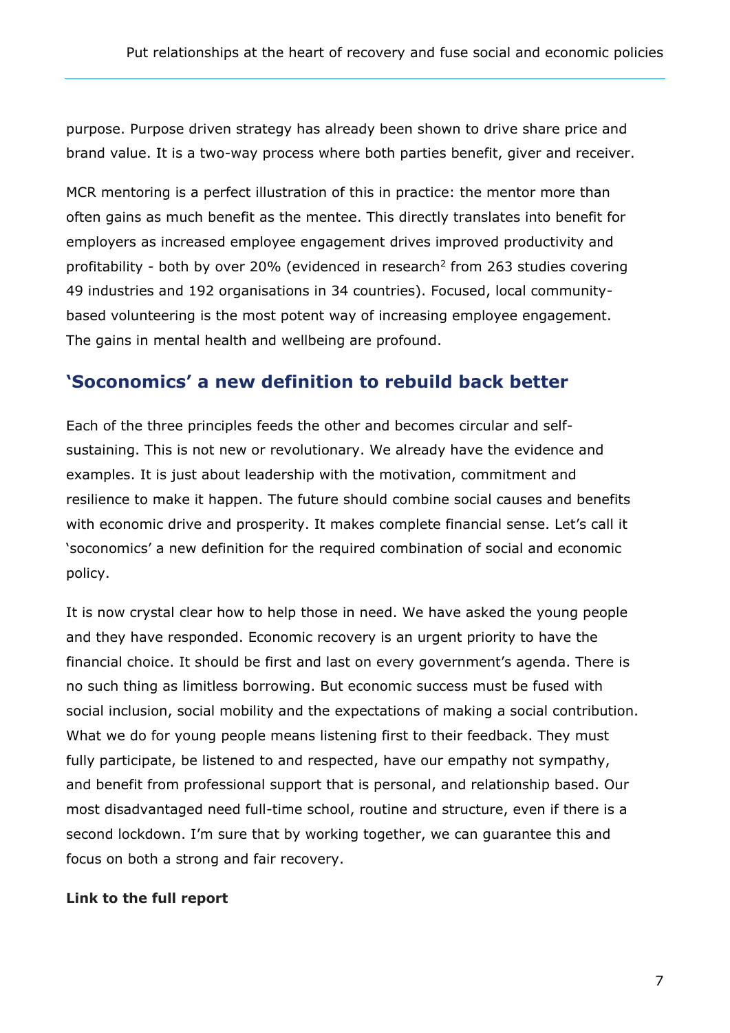purpose. Purpose driven strategy has already been shown to drive share price and brand value. It is a two-way process where both parties benefit, giver and receiver.

MCR mentoring is a perfect illustration of this in practice: the mentor more than often gains as much benefit as the mentee. This directly translates into benefit for employers as increased employee engagement drives improved productivity and profitability - both by over 20% (evidenced in research[2] from 263 studies covering 49 industries and 192 organisations in 34 countries). Focused, local community-based volunteering is the most potent way of increasing employee engagement. The gains in mental health and wellbeing are profound.

## 'Soconomics' a new definition to rebuild back better

Each of the three principles feeds the other and becomes circular and self-sustaining. This is not new or revolutionary. We already have the evidence and examples. It is just about leadership with the motivation, commitment and resilience to make it happen. The future should combine social causes and benefits with economic drive and prosperity. It makes complete financial sense. Let's call it 'soconomics' a new definition for the required combination of social and economic policy.

It is now crystal clear how to help those in need. We have asked the young people and they have responded. Economic recovery is an urgent priority to have the financial choice. It should be first and last on every government's agenda. There is no such thing as limitless borrowing. But economic success must be fused with social inclusion, social mobility and the expectations of making a social contribution. What we do for young people means listening first to their feedback. They must fully participate, be listened to and respected, have our empathy not sympathy, and benefit from professional support that is personal, and relationship based. Our most disadvantaged need full-time school, routine and structure, even if there is a second lockdown. I'm sure that by working together, we can guarantee this and focus on both a strong and fair recovery.

**Link to the full report**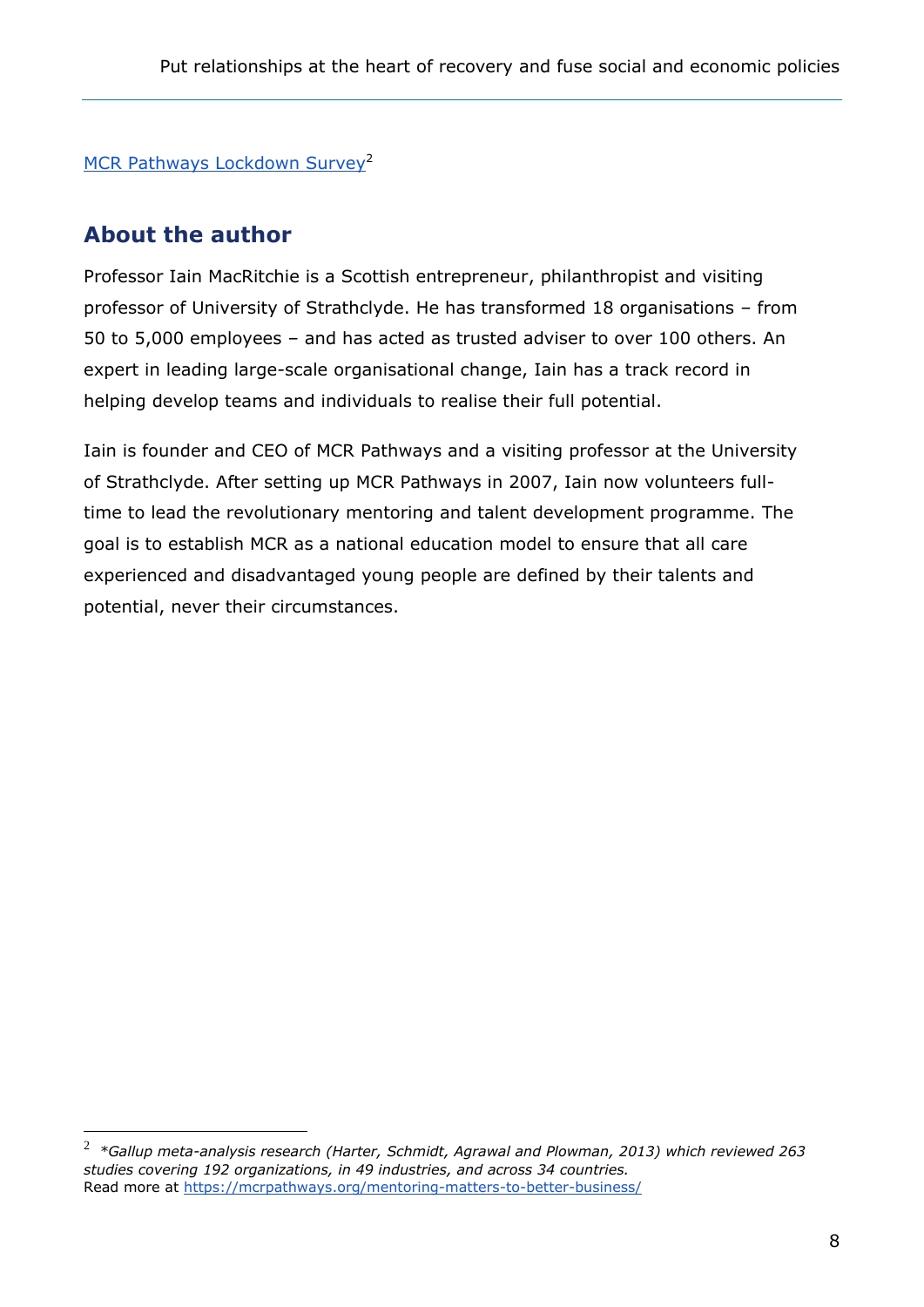[MCR Pathways Lockdown Survey](#)[2]

## About the author

Professor Iain MacRitchie is a Scottish entrepreneur, philanthropist and visiting professor of University of Strathclyde. He has transformed 18 organisations – from 50 to 5,000 employees – and has acted as trusted adviser to over 100 others. An expert in leading large-scale organisational change, Iain has a track record in helping develop teams and individuals to realise their full potential.

Iain is founder and CEO of MCR Pathways and a visiting professor at the University of Strathclyde. After setting up MCR Pathways in 2007, Iain now volunteers full-time to lead the revolutionary mentoring and talent development programme. The goal is to establish MCR as a national education model to ensure that all care experienced and disadvantaged young people are defined by their talents and potential, never their circumstances.

---

[2] *\*Gallup meta-analysis research (Harter, Schmidt, Agrawal and Plowman, 2013) which reviewed 263 studies covering 192 organizations, in 49 industries, and across 34 countries.*
Read more at https://mcrpathways.org/mentoring-matters-to-better-business/